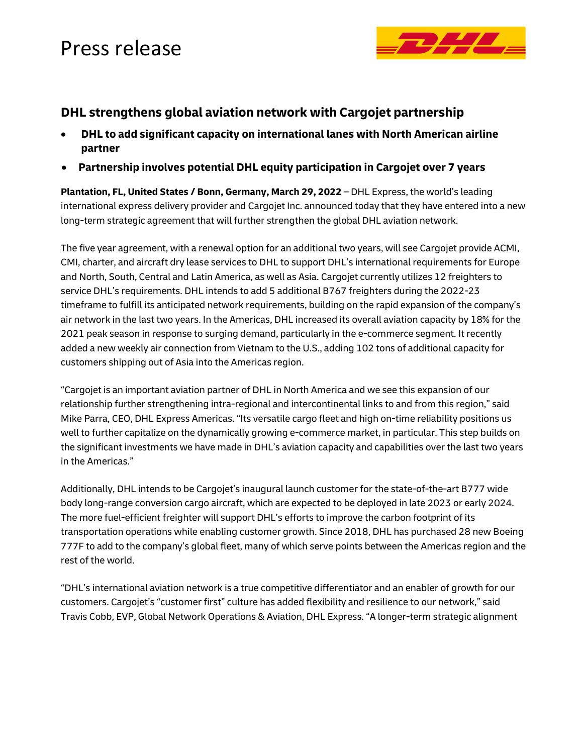# Press release

## DHL strengthens global aviation network with Cargojet partnership

- **DHL to add significant capacity on international lanes with North American airline partner**
- **Partnership involves potential DHL equity participation in Cargojet over 7 years**

**Plantation, FL, United States / Bonn, Germany, March 29, 2022** – DHL Express, the world's leading international express delivery provider and Cargojet Inc. announced today that they have entered into a new long-term strategic agreement that will further strengthen the global DHL aviation network.

The five year agreement, with a renewal option for an additional two years, will see Cargojet provide ACMI, CMI, charter, and aircraft dry lease services to DHL to support DHL's international requirements for Europe and North, South, Central and Latin America, as well as Asia. Cargojet currently utilizes 12 freighters to service DHL's requirements. DHL intends to add 5 additional B767 freighters during the 2022-23 timeframe to fulfill its anticipated network requirements, building on the rapid expansion of the company's air network in the last two years. In the Americas, DHL increased its overall aviation capacity by 18% for the 2021 peak season in response to surging demand, particularly in the e-commerce segment. It recently added a new weekly air connection from Vietnam to the U.S., adding 102 tons of additional capacity for customers shipping out of Asia into the Americas region.

"Cargojet is an important aviation partner of DHL in North America and we see this expansion of our relationship further strengthening intra-regional and intercontinental links to and from this region," said Mike Parra, CEO, DHL Express Americas. "Its versatile cargo fleet and high on-time reliability positions us well to further capitalize on the dynamically growing e-commerce market, in particular. This step builds on the significant investments we have made in DHL's aviation capacity and capabilities over the last two years in the Americas."

Additionally, DHL intends to be Cargojet's inaugural launch customer for the state-of-the-art B777 wide body long-range conversion cargo aircraft, which are expected to be deployed in late 2023 or early 2024. The more fuel-efficient freighter will support DHL's efforts to improve the carbon footprint of its transportation operations while enabling customer growth. Since 2018, DHL has purchased 28 new Boeing 777F to add to the company's global fleet, many of which serve points between the Americas region and the rest of the world.

"DHL's international aviation network is a true competitive differentiator and an enabler of growth for our customers. Cargojet's "customer first" culture has added flexibility and resilience to our network," said Travis Cobb, EVP, Global Network Operations & Aviation, DHL Express. "A longer-term strategic alignment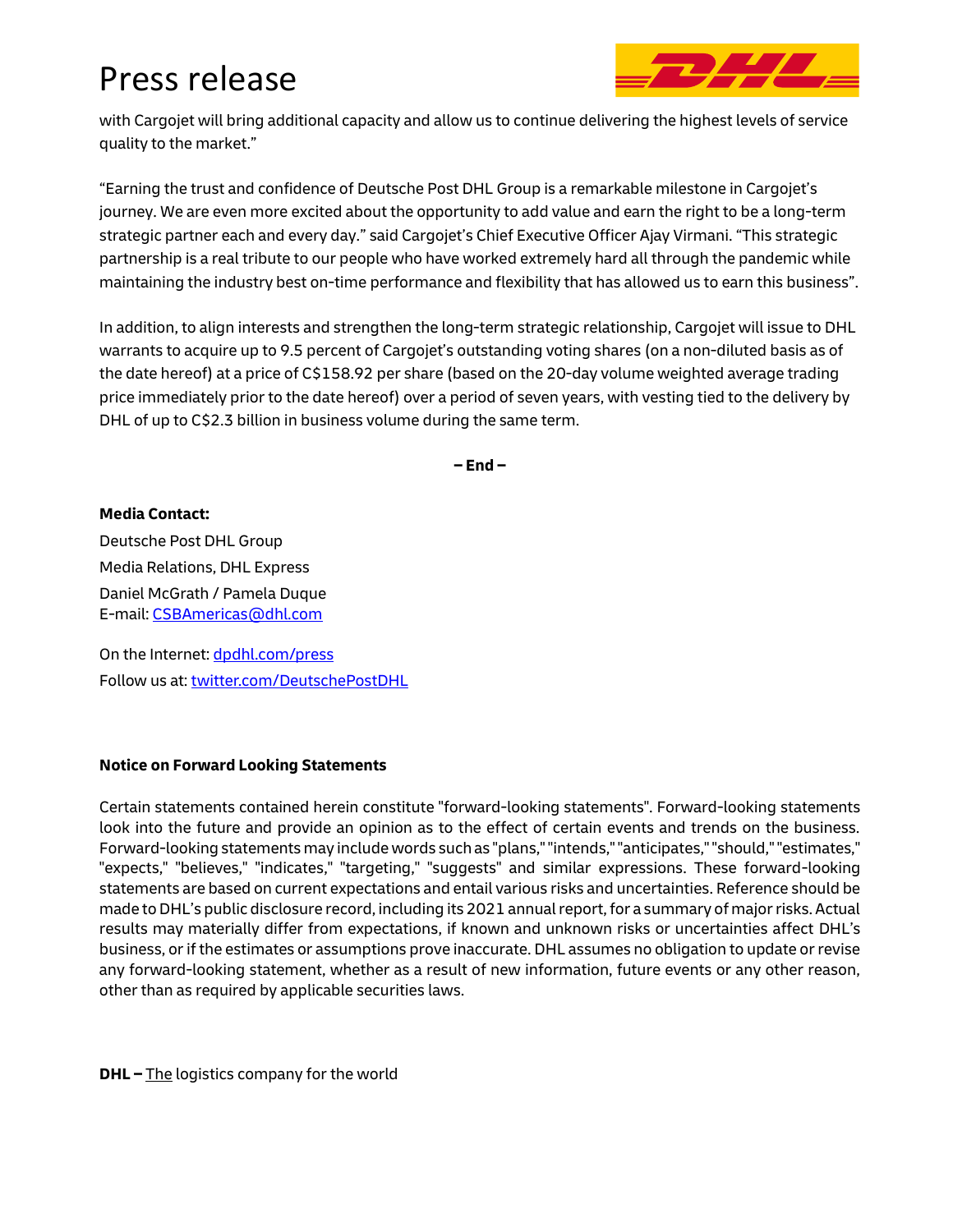with Cargojet will bring additional capacity and allow us to continue delivering the highest levels of service quality to the market."

"Earning the trust and confidence of Deutsche Post DHL Group is a remarkable milestone in Cargojet's journey. We are even more excited about the opportunity to add value and earn the right to be a long-term strategic partner each and every day." said Cargojet's Chief Executive Officer Ajay Virmani. "This strategic partnership is a real tribute to our people who have worked extremely hard all through the pandemic while maintaining the industry best on-time performance and flexibility that has allowed us to earn this business".

In addition, to align interests and strengthen the long-term strategic relationship, Cargojet will issue to DHL warrants to acquire up to 9.5 percent of Cargojet's outstanding voting shares (on a non-diluted basis as of the date hereof) at a price of C$158.92 per share (based on the 20-day volume weighted average trading price immediately prior to the date hereof) over a period of seven years, with vesting tied to the delivery by DHL of up to C$2.3 billion in business volume during the same term.

**– End –**

**Media Contact:**

Deutsche Post DHL Group

Media Relations, DHL Express

Daniel McGrath / Pamela Duque
E-mail: CSBAmericas@dhl.com

On the Internet: dpdhl.com/press

Follow us at: twitter.com/DeutschePostDHL

**Notice on Forward Looking Statements**

Certain statements contained herein constitute "forward-looking statements". Forward-looking statements look into the future and provide an opinion as to the effect of certain events and trends on the business. Forward-looking statements may include words such as "plans," "intends," "anticipates," "should," "estimates," "expects," "believes," "indicates," "targeting," "suggests" and similar expressions. These forward-looking statements are based on current expectations and entail various risks and uncertainties. Reference should be made to DHL's public disclosure record, including its 2021 annual report, for a summary of major risks. Actual results may materially differ from expectations, if known and unknown risks or uncertainties affect DHL's business, or if the estimates or assumptions prove inaccurate. DHL assumes no obligation to update or revise any forward-looking statement, whether as a result of new information, future events or any other reason, other than as required by applicable securities laws.

**DHL –** The logistics company for the world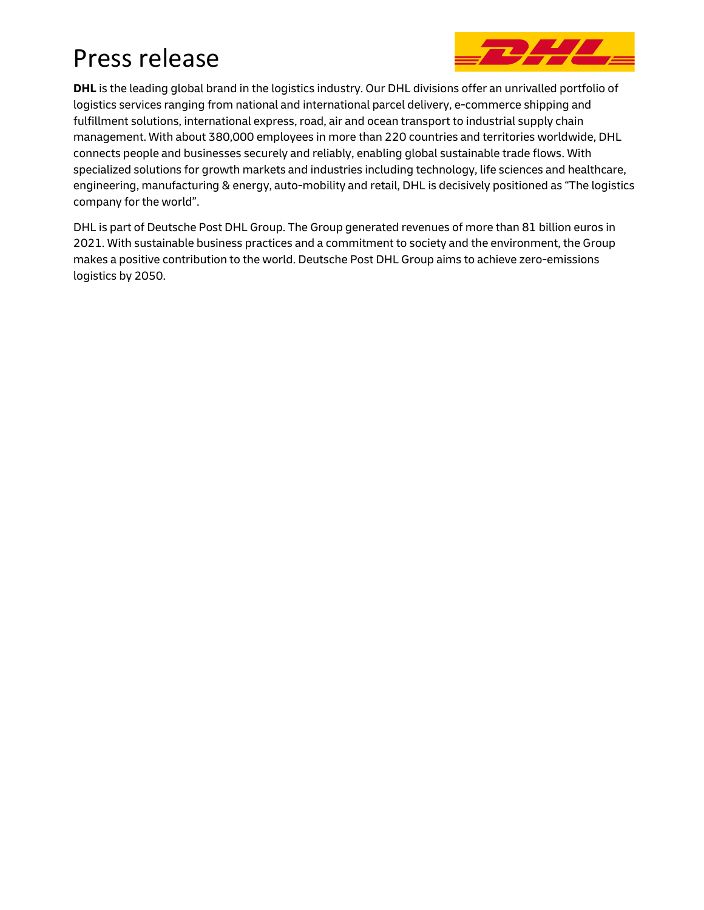# Press release

**DHL** is the leading global brand in the logistics industry. Our DHL divisions offer an unrivalled portfolio of logistics services ranging from national and international parcel delivery, e-commerce shipping and fulfillment solutions, international express, road, air and ocean transport to industrial supply chain management. With about 380,000 employees in more than 220 countries and territories worldwide, DHL connects people and businesses securely and reliably, enabling global sustainable trade flows. With specialized solutions for growth markets and industries including technology, life sciences and healthcare, engineering, manufacturing & energy, auto-mobility and retail, DHL is decisively positioned as "The logistics company for the world".

DHL is part of Deutsche Post DHL Group. The Group generated revenues of more than 81 billion euros in 2021. With sustainable business practices and a commitment to society and the environment, the Group makes a positive contribution to the world. Deutsche Post DHL Group aims to achieve zero-emissions logistics by 2050.